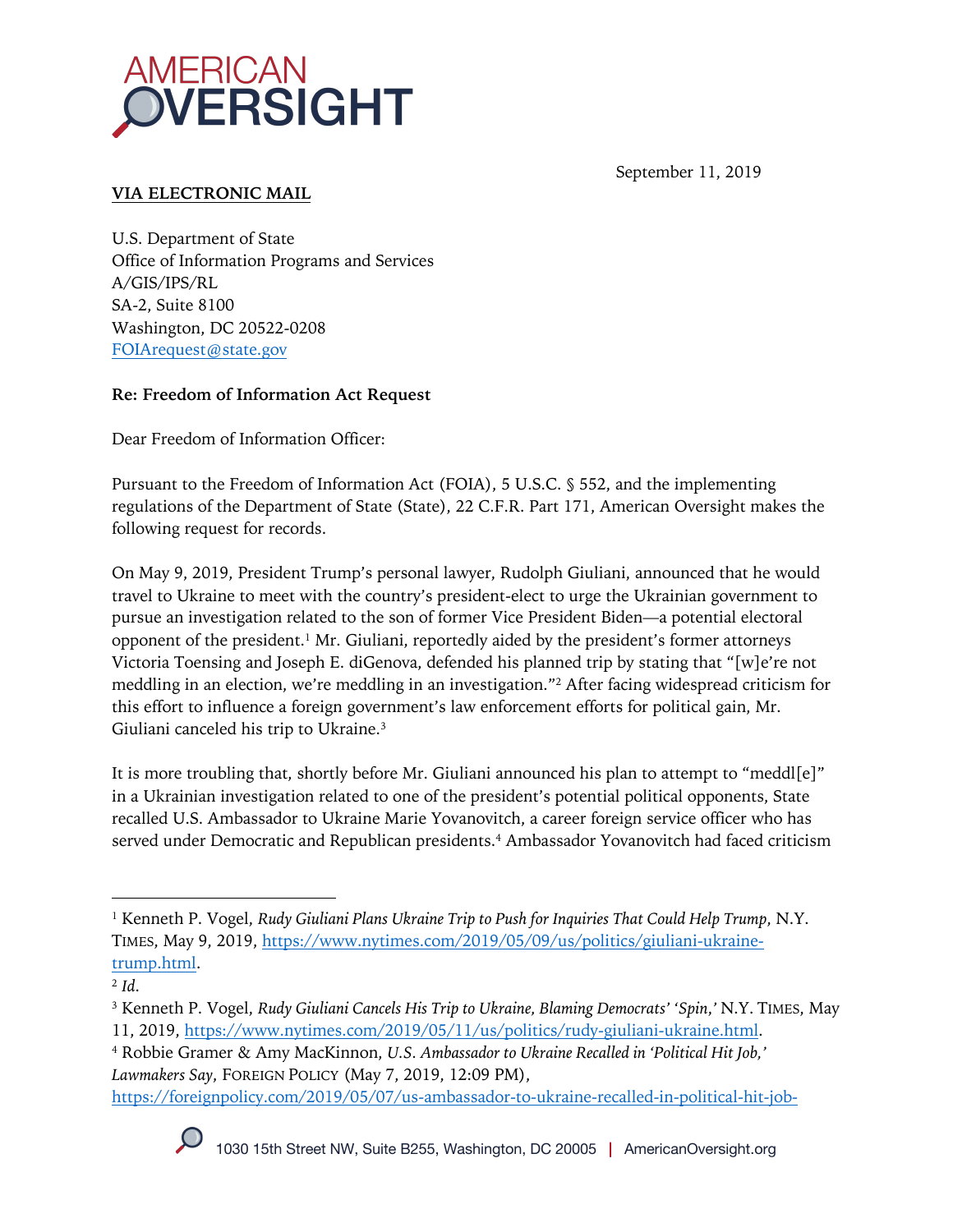AMERICAN OVERSIGHT

September 11, 2019

**VIA ELECTRONIC MAIL**

U.S. Department of State
Office of Information Programs and Services
A/GIS/IPS/RL
SA-2, Suite 8100
Washington, DC 20522-0208
FOIArequest@state.gov

**Re: Freedom of Information Act Request**

Dear Freedom of Information Officer:

Pursuant to the Freedom of Information Act (FOIA), 5 U.S.C. § 552, and the implementing regulations of the Department of State (State), 22 C.F.R. Part 171, American Oversight makes the following request for records.

On May 9, 2019, President Trump's personal lawyer, Rudolph Giuliani, announced that he would travel to Ukraine to meet with the country's president-elect to urge the Ukrainian government to pursue an investigation related to the son of former Vice President Biden—a potential electoral opponent of the president.[1] Mr. Giuliani, reportedly aided by the president's former attorneys Victoria Toensing and Joseph E. diGenova, defended his planned trip by stating that "[w]e're not meddling in an election, we're meddling in an investigation."[2] After facing widespread criticism for this effort to influence a foreign government's law enforcement efforts for political gain, Mr. Giuliani canceled his trip to Ukraine.[3]

It is more troubling that, shortly before Mr. Giuliani announced his plan to attempt to "meddl[e]" in a Ukrainian investigation related to one of the president's potential political opponents, State recalled U.S. Ambassador to Ukraine Marie Yovanovitch, a career foreign service officer who has served under Democratic and Republican presidents.[4] Ambassador Yovanovitch had faced criticism

---

[1] Kenneth P. Vogel, *Rudy Giuliani Plans Ukraine Trip to Push for Inquiries That Could Help Trump*, N.Y. TIMES, May 9, 2019, https://www.nytimes.com/2019/05/09/us/politics/giuliani-ukraine-trump.html.

[2] *Id.*

[3] Kenneth P. Vogel, *Rudy Giuliani Cancels His Trip to Ukraine, Blaming Democrats' 'Spin,'* N.Y. TIMES, May 11, 2019, https://www.nytimes.com/2019/05/11/us/politics/rudy-giuliani-ukraine.html.

[4] Robbie Gramer & Amy MacKinnon, *U.S. Ambassador to Ukraine Recalled in 'Political Hit Job,' Lawmakers Say*, FOREIGN POLICY (May 7, 2019, 12:09 PM), https://foreignpolicy.com/2019/05/07/us-ambassador-to-ukraine-recalled-in-political-hit-job-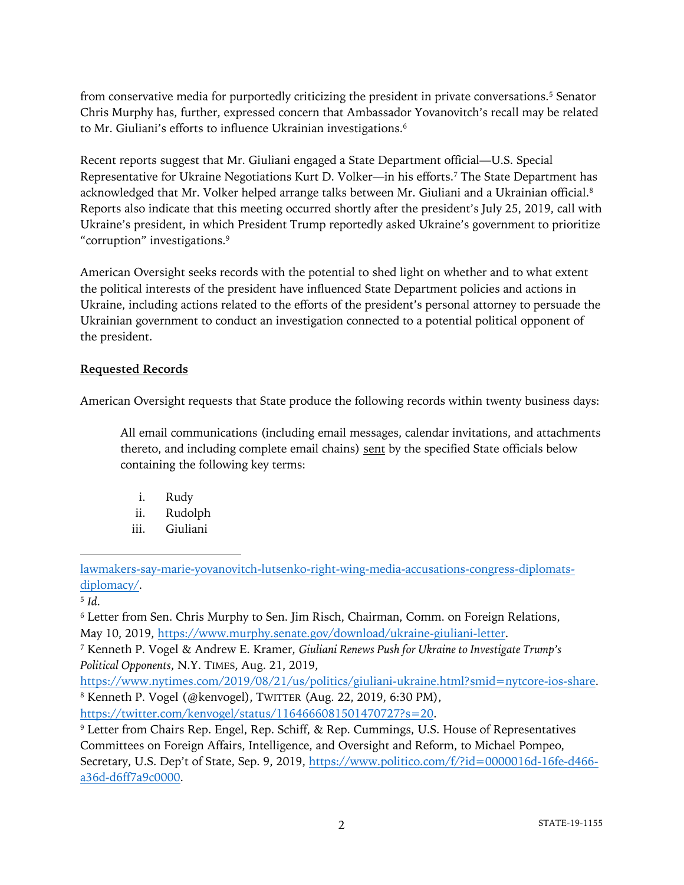from conservative media for purportedly criticizing the president in private conversations.[5] Senator Chris Murphy has, further, expressed concern that Ambassador Yovanovitch's recall may be related to Mr. Giuliani's efforts to influence Ukrainian investigations.[6]

Recent reports suggest that Mr. Giuliani engaged a State Department official—U.S. Special Representative for Ukraine Negotiations Kurt D. Volker—in his efforts.[7] The State Department has acknowledged that Mr. Volker helped arrange talks between Mr. Giuliani and a Ukrainian official.[8] Reports also indicate that this meeting occurred shortly after the president's July 25, 2019, call with Ukraine's president, in which President Trump reportedly asked Ukraine's government to prioritize "corruption" investigations.[9]

American Oversight seeks records with the potential to shed light on whether and to what extent the political interests of the president have influenced State Department policies and actions in Ukraine, including actions related to the efforts of the president's personal attorney to persuade the Ukrainian government to conduct an investigation connected to a potential political opponent of the president.

**Requested Records**

American Oversight requests that State produce the following records within twenty business days:

> All email communications (including email messages, calendar invitations, and attachments thereto, and including complete email chains) sent by the specified State officials below containing the following key terms:
>
> i. Rudy
> ii. Rudolph
> iii. Giuliani

---

lawmakers-say-marie-yovanovitch-lutsenko-right-wing-media-accusations-congress-diplomats-diplomacy/.

[5] *Id.*

[6] Letter from Sen. Chris Murphy to Sen. Jim Risch, Chairman, Comm. on Foreign Relations, May 10, 2019, https://www.murphy.senate.gov/download/ukraine-giuliani-letter.

[7] Kenneth P. Vogel & Andrew E. Kramer, *Giuliani Renews Push for Ukraine to Investigate Trump's Political Opponents*, N.Y. TIMES, Aug. 21, 2019, https://www.nytimes.com/2019/08/21/us/politics/giuliani-ukraine.html?smid=nytcore-ios-share.

[8] Kenneth P. Vogel (@kenvogel), TWITTER (Aug. 22, 2019, 6:30 PM), https://twitter.com/kenvogel/status/1164666081501470727?s=20.

[9] Letter from Chairs Rep. Engel, Rep. Schiff, & Rep. Cummings, U.S. House of Representatives Committees on Foreign Affairs, Intelligence, and Oversight and Reform, to Michael Pompeo, Secretary, U.S. Dep't of State, Sep. 9, 2019, https://www.politico.com/f/?id=0000016d-16fe-d466-a36d-d6ff7a9c0000.

STATE-19-1155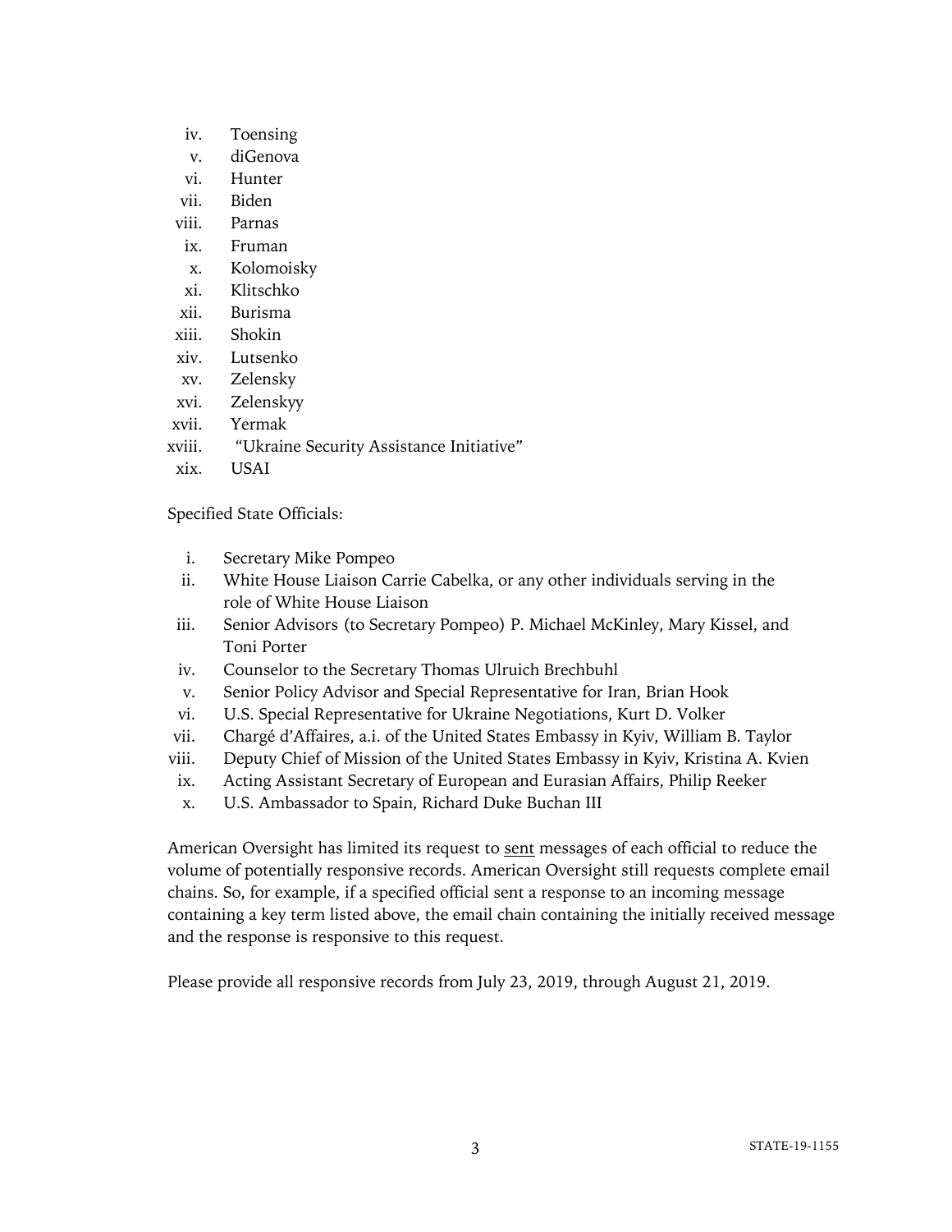iv. Toensing
v. diGenova
vi. Hunter
vii. Biden
viii. Parnas
ix. Fruman
x. Kolomoisky
xi. Klitschko
xii. Burisma
xiii. Shokin
xiv. Lutsenko
xv. Zelensky
xvi. Zelenskyy
xvii. Yermak
xviii. "Ukraine Security Assistance Initiative"
xix. USAI

Specified State Officials:

i. Secretary Mike Pompeo
ii. White House Liaison Carrie Cabelka, or any other individuals serving in the role of White House Liaison
iii. Senior Advisors (to Secretary Pompeo) P. Michael McKinley, Mary Kissel, and Toni Porter
iv. Counselor to the Secretary Thomas Ulruich Brechbuhl
v. Senior Policy Advisor and Special Representative for Iran, Brian Hook
vi. U.S. Special Representative for Ukraine Negotiations, Kurt D. Volker
vii. Chargé d'Affaires, a.i. of the United States Embassy in Kyiv, William B. Taylor
viii. Deputy Chief of Mission of the United States Embassy in Kyiv, Kristina A. Kvien
ix. Acting Assistant Secretary of European and Eurasian Affairs, Philip Reeker
x. U.S. Ambassador to Spain, Richard Duke Buchan III

American Oversight has limited its request to <u>sent</u> messages of each official to reduce the volume of potentially responsive records. American Oversight still requests complete email chains. So, for example, if a specified official sent a response to an incoming message containing a key term listed above, the email chain containing the initially received message and the response is responsive to this request.

Please provide all responsive records from July 23, 2019, through August 21, 2019.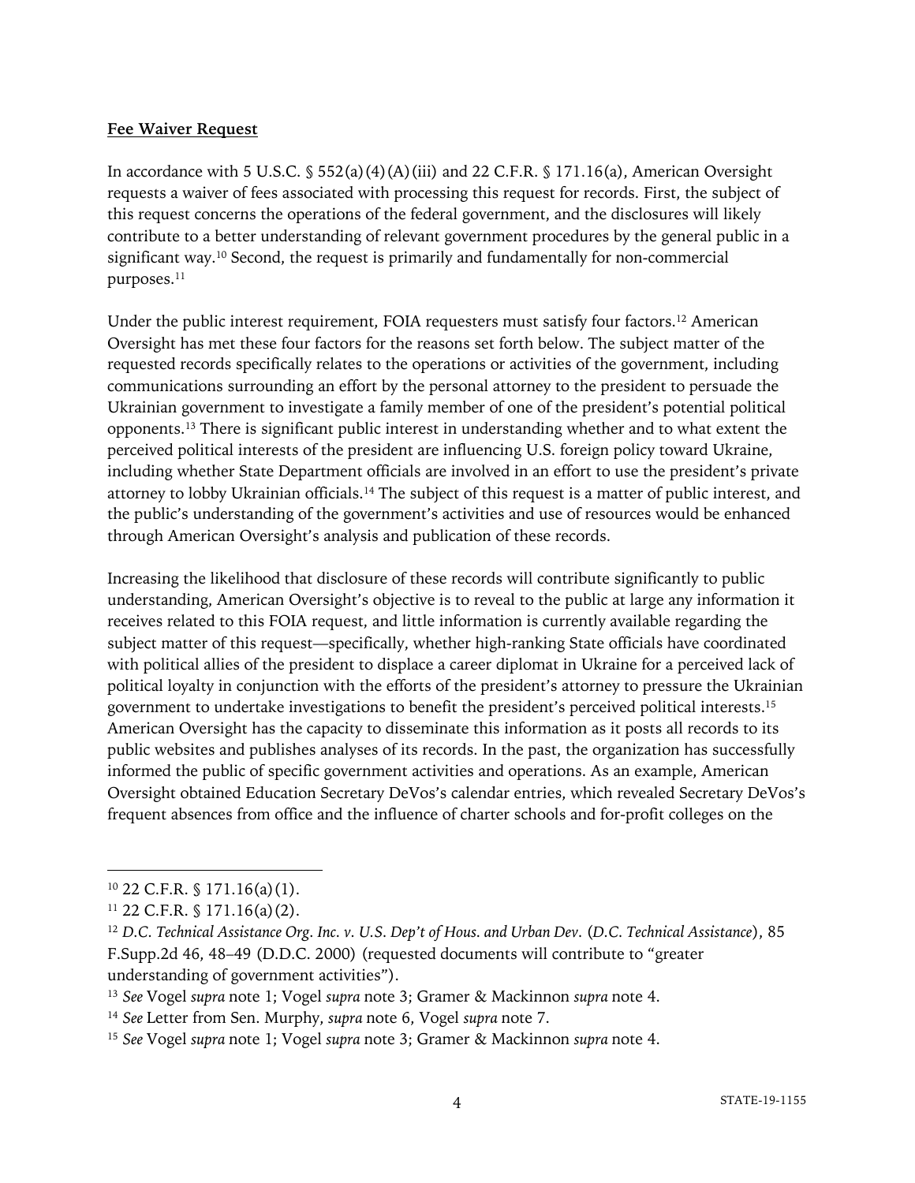**Fee Waiver Request**

In accordance with 5 U.S.C. § 552(a)(4)(A)(iii) and 22 C.F.R. § 171.16(a), American Oversight requests a waiver of fees associated with processing this request for records. First, the subject of this request concerns the operations of the federal government, and the disclosures will likely contribute to a better understanding of relevant government procedures by the general public in a significant way.[10] Second, the request is primarily and fundamentally for non-commercial purposes.[11]

Under the public interest requirement, FOIA requesters must satisfy four factors.[12] American Oversight has met these four factors for the reasons set forth below. The subject matter of the requested records specifically relates to the operations or activities of the government, including communications surrounding an effort by the personal attorney to the president to persuade the Ukrainian government to investigate a family member of one of the president's potential political opponents.[13] There is significant public interest in understanding whether and to what extent the perceived political interests of the president are influencing U.S. foreign policy toward Ukraine, including whether State Department officials are involved in an effort to use the president's private attorney to lobby Ukrainian officials.[14] The subject of this request is a matter of public interest, and the public's understanding of the government's activities and use of resources would be enhanced through American Oversight's analysis and publication of these records.

Increasing the likelihood that disclosure of these records will contribute significantly to public understanding, American Oversight's objective is to reveal to the public at large any information it receives related to this FOIA request, and little information is currently available regarding the subject matter of this request—specifically, whether high-ranking State officials have coordinated with political allies of the president to displace a career diplomat in Ukraine for a perceived lack of political loyalty in conjunction with the efforts of the president's attorney to pressure the Ukrainian government to undertake investigations to benefit the president's perceived political interests.[15] American Oversight has the capacity to disseminate this information as it posts all records to its public websites and publishes analyses of its records. In the past, the organization has successfully informed the public of specific government activities and operations. As an example, American Oversight obtained Education Secretary DeVos's calendar entries, which revealed Secretary DeVos's frequent absences from office and the influence of charter schools and for-profit colleges on the

---

[10] 22 C.F.R. § 171.16(a)(1).

[11] 22 C.F.R. § 171.16(a)(2).

[12] *D.C. Technical Assistance Org. Inc. v. U.S. Dep't of Hous. and Urban Dev.* (*D.C. Technical Assistance*), 85 F.Supp.2d 46, 48–49 (D.D.C. 2000) (requested documents will contribute to "greater understanding of government activities").

[13] *See* Vogel *supra* note 1; Vogel *supra* note 3; Gramer & Mackinnon *supra* note 4.

[14] *See* Letter from Sen. Murphy, *supra* note 6, Vogel *supra* note 7.

[15] *See* Vogel *supra* note 1; Vogel *supra* note 3; Gramer & Mackinnon *supra* note 4.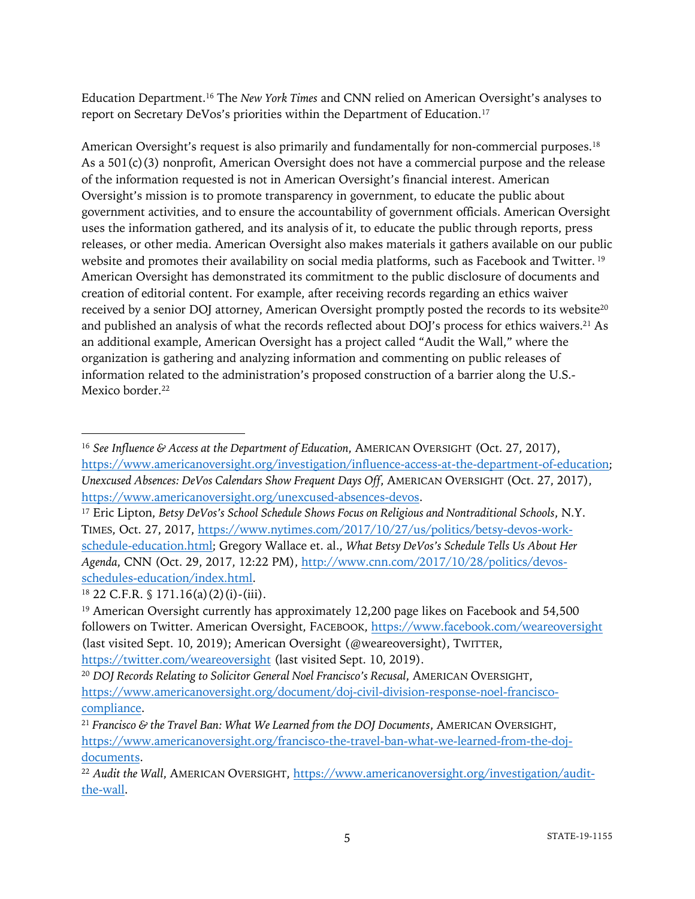Education Department.[16] The *New York Times* and CNN relied on American Oversight's analyses to report on Secretary DeVos's priorities within the Department of Education.[17]

American Oversight's request is also primarily and fundamentally for non-commercial purposes.[18] As a 501(c)(3) nonprofit, American Oversight does not have a commercial purpose and the release of the information requested is not in American Oversight's financial interest. American Oversight's mission is to promote transparency in government, to educate the public about government activities, and to ensure the accountability of government officials. American Oversight uses the information gathered, and its analysis of it, to educate the public through reports, press releases, or other media. American Oversight also makes materials it gathers available on our public website and promotes their availability on social media platforms, such as Facebook and Twitter.[19] American Oversight has demonstrated its commitment to the public disclosure of documents and creation of editorial content. For example, after receiving records regarding an ethics waiver received by a senior DOJ attorney, American Oversight promptly posted the records to its website[20] and published an analysis of what the records reflected about DOJ's process for ethics waivers.[21] As an additional example, American Oversight has a project called "Audit the Wall," where the organization is gathering and analyzing information and commenting on public releases of information related to the administration's proposed construction of a barrier along the U.S.-Mexico border.[22]

---

[16] *See Influence & Access at the Department of Education*, AMERICAN OVERSIGHT (Oct. 27, 2017), https://www.americanoversight.org/investigation/influence-access-at-the-department-of-education; *Unexcused Absences: DeVos Calendars Show Frequent Days Off*, AMERICAN OVERSIGHT (Oct. 27, 2017), https://www.americanoversight.org/unexcused-absences-devos.

[17] Eric Lipton, *Betsy DeVos's School Schedule Shows Focus on Religious and Nontraditional Schools*, N.Y. TIMES, Oct. 27, 2017, https://www.nytimes.com/2017/10/27/us/politics/betsy-devos-work-schedule-education.html; Gregory Wallace et. al., *What Betsy DeVos's Schedule Tells Us About Her Agenda*, CNN (Oct. 29, 2017, 12:22 PM), http://www.cnn.com/2017/10/28/politics/devos-schedules-education/index.html.

[18] 22 C.F.R. § 171.16(a)(2)(i)-(iii).

[19] American Oversight currently has approximately 12,200 page likes on Facebook and 54,500 followers on Twitter. American Oversight, FACEBOOK, https://www.facebook.com/weareoversight (last visited Sept. 10, 2019); American Oversight (@weareoversight), TWITTER, https://twitter.com/weareoversight (last visited Sept. 10, 2019).

[20] *DOJ Records Relating to Solicitor General Noel Francisco's Recusal*, AMERICAN OVERSIGHT, https://www.americanoversight.org/document/doj-civil-division-response-noel-francisco-compliance.

[21] *Francisco & the Travel Ban: What We Learned from the DOJ Documents*, AMERICAN OVERSIGHT, https://www.americanoversight.org/francisco-the-travel-ban-what-we-learned-from-the-doj-documents.

[22] *Audit the Wall*, AMERICAN OVERSIGHT, https://www.americanoversight.org/investigation/audit-the-wall.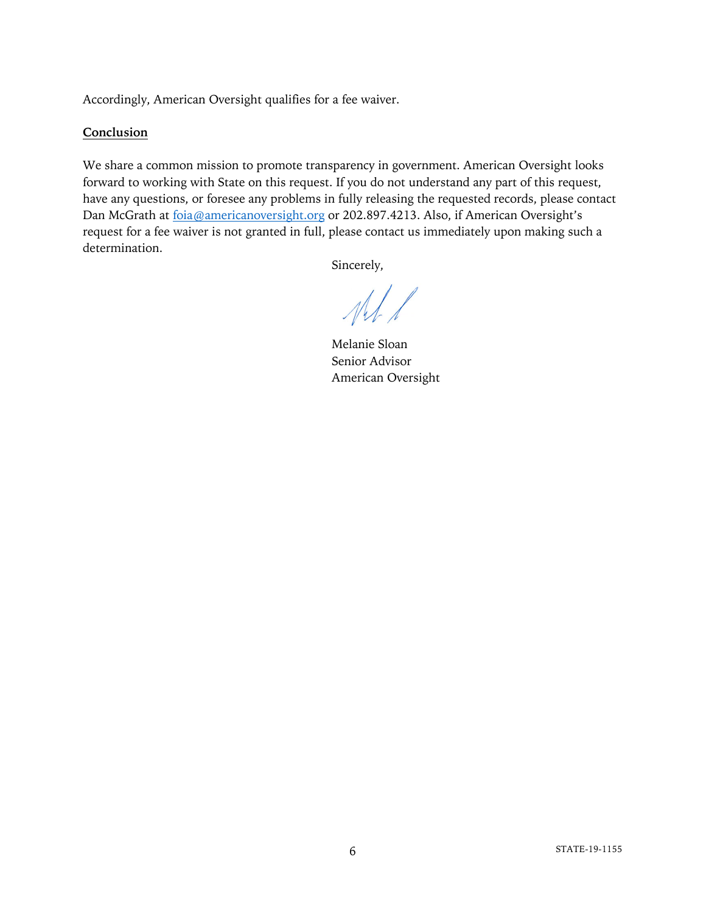Accordingly, American Oversight qualifies for a fee waiver.

**Conclusion**

We share a common mission to promote transparency in government. American Oversight looks forward to working with State on this request. If you do not understand any part of this request, have any questions, or foresee any problems in fully releasing the requested records, please contact Dan McGrath at foia@americanoversight.org or 202.897.4213. Also, if American Oversight's request for a fee waiver is not granted in full, please contact us immediately upon making such a determination.

Sincerely,

Melanie Sloan
Senior Advisor
American Oversight

STATE-19-1155